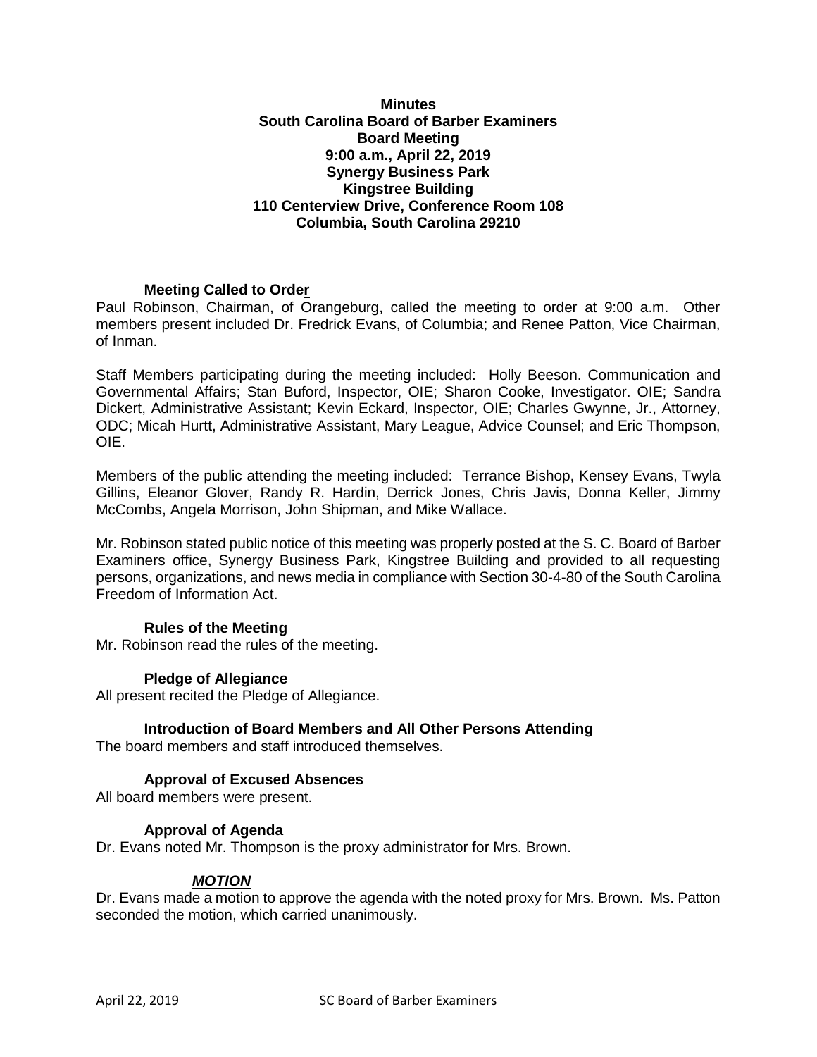**Minutes**
**South Carolina Board of Barber Examiners**
**Board Meeting**
**9:00 a.m., April 22, 2019**
**Synergy Business Park**
**Kingstree Building**
**110 Centerview Drive, Conference Room 108**
**Columbia, South Carolina 29210**

**Meeting Called to Order**

Paul Robinson, Chairman, of Orangeburg, called the meeting to order at 9:00 a.m. Other members present included Dr. Fredrick Evans, of Columbia; and Renee Patton, Vice Chairman, of Inman.

Staff Members participating during the meeting included: Holly Beeson. Communication and Governmental Affairs; Stan Buford, Inspector, OIE; Sharon Cooke, Investigator. OIE; Sandra Dickert, Administrative Assistant; Kevin Eckard, Inspector, OIE; Charles Gwynne, Jr., Attorney, ODC; Micah Hurtt, Administrative Assistant, Mary League, Advice Counsel; and Eric Thompson, OIE.

Members of the public attending the meeting included: Terrance Bishop, Kensey Evans, Twyla Gillins, Eleanor Glover, Randy R. Hardin, Derrick Jones, Chris Javis, Donna Keller, Jimmy McCombs, Angela Morrison, John Shipman, and Mike Wallace.

Mr. Robinson stated public notice of this meeting was properly posted at the S. C. Board of Barber Examiners office, Synergy Business Park, Kingstree Building and provided to all requesting persons, organizations, and news media in compliance with Section 30-4-80 of the South Carolina Freedom of Information Act.

**Rules of the Meeting**

Mr. Robinson read the rules of the meeting.

**Pledge of Allegiance**

All present recited the Pledge of Allegiance.

**Introduction of Board Members and All Other Persons Attending**

The board members and staff introduced themselves.

**Approval of Excused Absences**

All board members were present.

**Approval of Agenda**

Dr. Evans noted Mr. Thompson is the proxy administrator for Mrs. Brown.

***MOTION***

Dr. Evans made a motion to approve the agenda with the noted proxy for Mrs. Brown. Ms. Patton seconded the motion, which carried unanimously.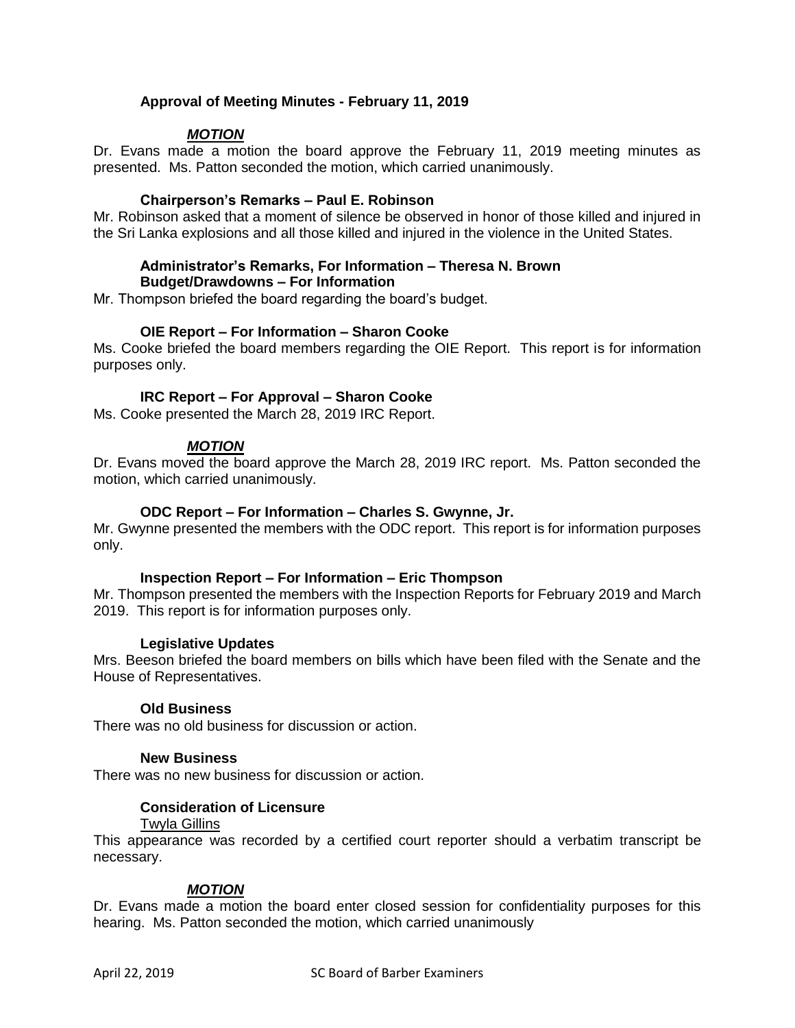### Approval of Meeting Minutes - February 11, 2019

***MOTION***

Dr. Evans made a motion the board approve the February 11, 2019 meeting minutes as presented. Ms. Patton seconded the motion, which carried unanimously.

### Chairperson's Remarks – Paul E. Robinson

Mr. Robinson asked that a moment of silence be observed in honor of those killed and injured in the Sri Lanka explosions and all those killed and injured in the violence in the United States.

### Administrator's Remarks, For Information – Theresa N. Brown
### Budget/Drawdowns – For Information

Mr. Thompson briefed the board regarding the board's budget.

### OIE Report – For Information – Sharon Cooke

Ms. Cooke briefed the board members regarding the OIE Report. This report is for information purposes only.

### IRC Report – For Approval – Sharon Cooke

Ms. Cooke presented the March 28, 2019 IRC Report.

***MOTION***

Dr. Evans moved the board approve the March 28, 2019 IRC report. Ms. Patton seconded the motion, which carried unanimously.

### ODC Report – For Information – Charles S. Gwynne, Jr.

Mr. Gwynne presented the members with the ODC report. This report is for information purposes only.

### Inspection Report – For Information – Eric Thompson

Mr. Thompson presented the members with the Inspection Reports for February 2019 and March 2019. This report is for information purposes only.

### Legislative Updates

Mrs. Beeson briefed the board members on bills which have been filed with the Senate and the House of Representatives.

### Old Business

There was no old business for discussion or action.

### New Business

There was no new business for discussion or action.

### Consideration of Licensure

Twyla Gillins

This appearance was recorded by a certified court reporter should a verbatim transcript be necessary.

***MOTION***

Dr. Evans made a motion the board enter closed session for confidentiality purposes for this hearing. Ms. Patton seconded the motion, which carried unanimously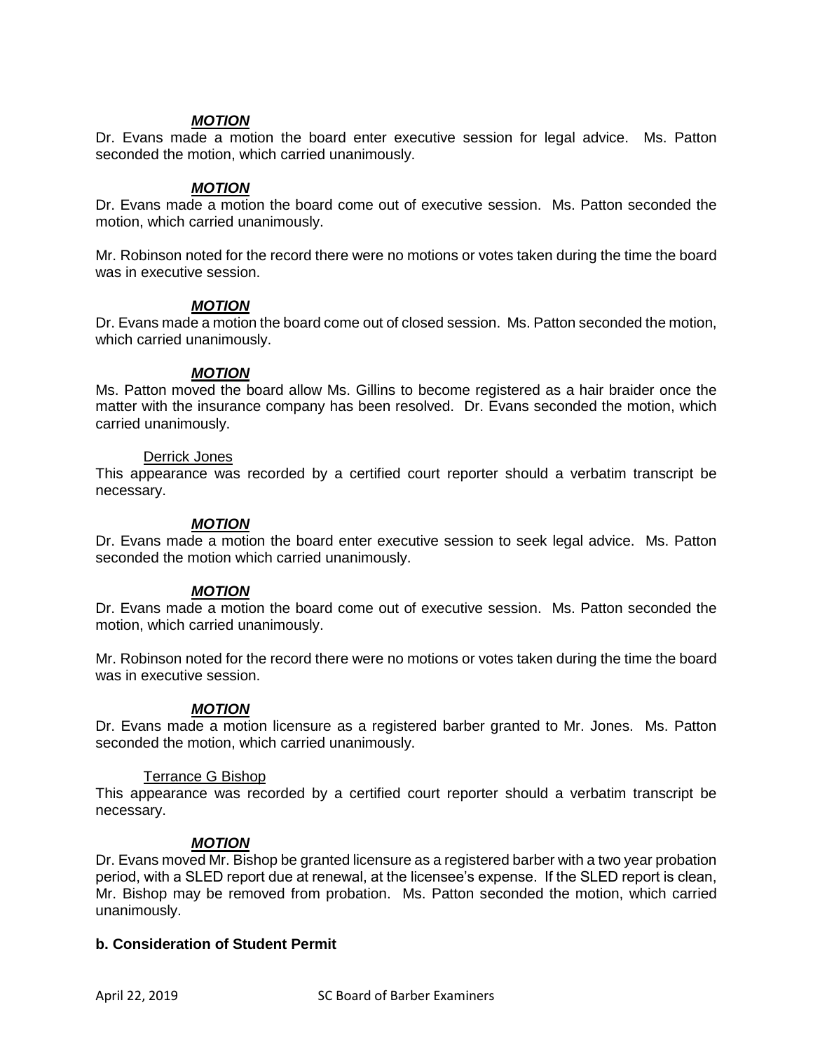***MOTION***

Dr. Evans made a motion the board enter executive session for legal advice. Ms. Patton seconded the motion, which carried unanimously.

***MOTION***

Dr. Evans made a motion the board come out of executive session. Ms. Patton seconded the motion, which carried unanimously.

Mr. Robinson noted for the record there were no motions or votes taken during the time the board was in executive session.

***MOTION***

Dr. Evans made a motion the board come out of closed session. Ms. Patton seconded the motion, which carried unanimously.

***MOTION***

Ms. Patton moved the board allow Ms. Gillins to become registered as a hair braider once the matter with the insurance company has been resolved. Dr. Evans seconded the motion, which carried unanimously.

Derrick Jones

This appearance was recorded by a certified court reporter should a verbatim transcript be necessary.

***MOTION***

Dr. Evans made a motion the board enter executive session to seek legal advice. Ms. Patton seconded the motion which carried unanimously.

***MOTION***

Dr. Evans made a motion the board come out of executive session. Ms. Patton seconded the motion, which carried unanimously.

Mr. Robinson noted for the record there were no motions or votes taken during the time the board was in executive session.

***MOTION***

Dr. Evans made a motion licensure as a registered barber granted to Mr. Jones. Ms. Patton seconded the motion, which carried unanimously.

Terrance G Bishop

This appearance was recorded by a certified court reporter should a verbatim transcript be necessary.

***MOTION***

Dr. Evans moved Mr. Bishop be granted licensure as a registered barber with a two year probation period, with a SLED report due at renewal, at the licensee's expense. If the SLED report is clean, Mr. Bishop may be removed from probation. Ms. Patton seconded the motion, which carried unanimously.

**b. Consideration of Student Permit**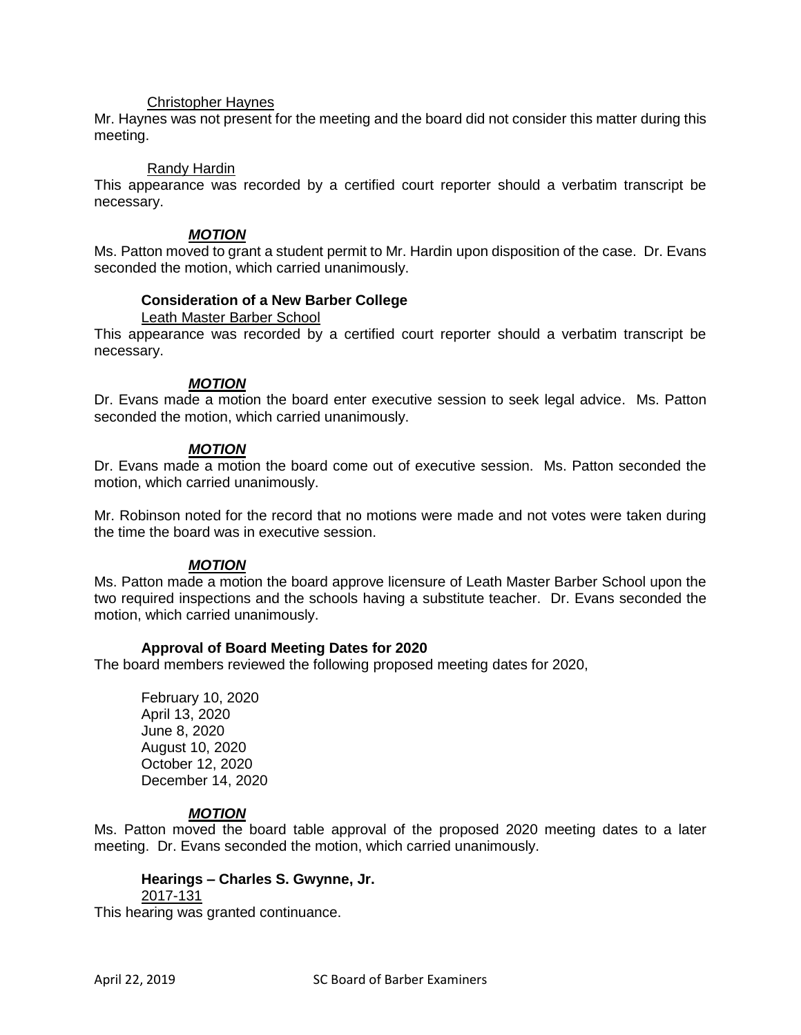Christopher Haynes

Mr. Haynes was not present for the meeting and the board did not consider this matter during this meeting.

Randy Hardin

This appearance was recorded by a certified court reporter should a verbatim transcript be necessary.

***MOTION***

Ms. Patton moved to grant a student permit to Mr. Hardin upon disposition of the case. Dr. Evans seconded the motion, which carried unanimously.

**Consideration of a New Barber College**

Leath Master Barber School

This appearance was recorded by a certified court reporter should a verbatim transcript be necessary.

***MOTION***

Dr. Evans made a motion the board enter executive session to seek legal advice. Ms. Patton seconded the motion, which carried unanimously.

***MOTION***

Dr. Evans made a motion the board come out of executive session. Ms. Patton seconded the motion, which carried unanimously.

Mr. Robinson noted for the record that no motions were made and not votes were taken during the time the board was in executive session.

***MOTION***

Ms. Patton made a motion the board approve licensure of Leath Master Barber School upon the two required inspections and the schools having a substitute teacher. Dr. Evans seconded the motion, which carried unanimously.

**Approval of Board Meeting Dates for 2020**

The board members reviewed the following proposed meeting dates for 2020,

February 10, 2020
April 13, 2020
June 8, 2020
August 10, 2020
October 12, 2020
December 14, 2020

***MOTION***

Ms. Patton moved the board table approval of the proposed 2020 meeting dates to a later meeting. Dr. Evans seconded the motion, which carried unanimously.

**Hearings – Charles S. Gwynne, Jr.**

2017-131

This hearing was granted continuance.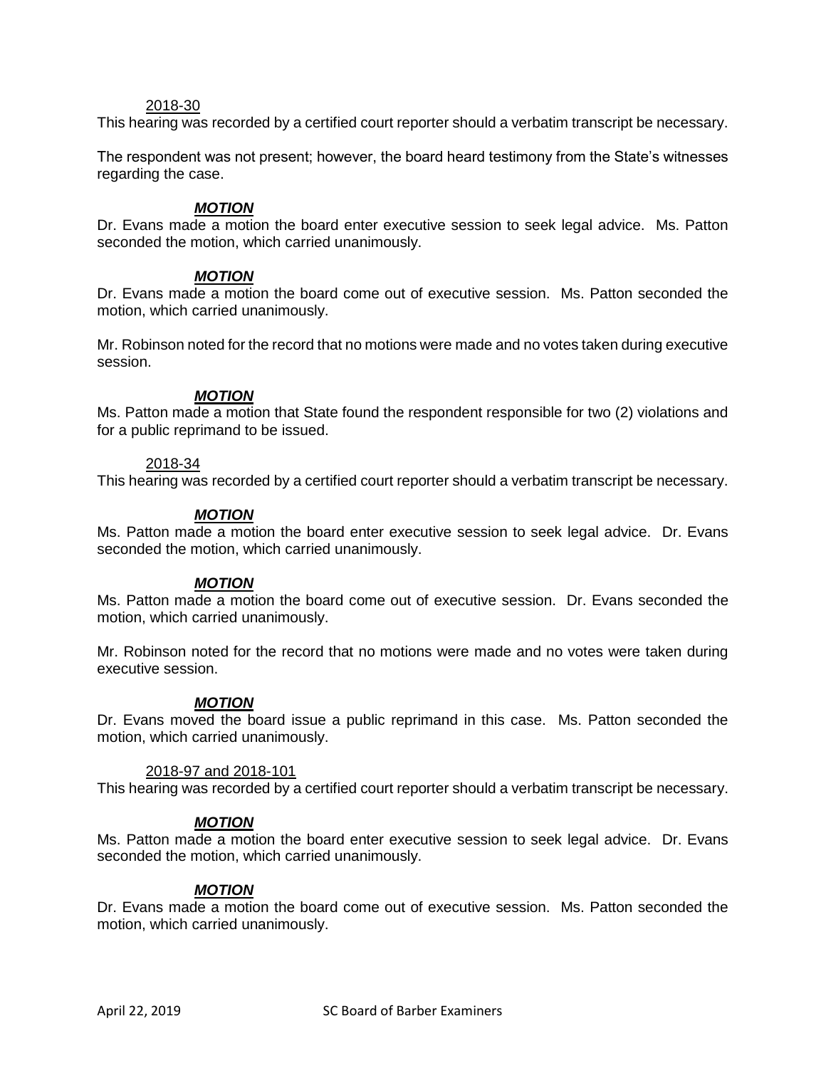2018-30

This hearing was recorded by a certified court reporter should a verbatim transcript be necessary.

The respondent was not present; however, the board heard testimony from the State's witnesses regarding the case.

***MOTION***

Dr. Evans made a motion the board enter executive session to seek legal advice. Ms. Patton seconded the motion, which carried unanimously.

***MOTION***

Dr. Evans made a motion the board come out of executive session. Ms. Patton seconded the motion, which carried unanimously.

Mr. Robinson noted for the record that no motions were made and no votes taken during executive session.

***MOTION***

Ms. Patton made a motion that State found the respondent responsible for two (2) violations and for a public reprimand to be issued.

2018-34

This hearing was recorded by a certified court reporter should a verbatim transcript be necessary.

***MOTION***

Ms. Patton made a motion the board enter executive session to seek legal advice. Dr. Evans seconded the motion, which carried unanimously.

***MOTION***

Ms. Patton made a motion the board come out of executive session. Dr. Evans seconded the motion, which carried unanimously.

Mr. Robinson noted for the record that no motions were made and no votes were taken during executive session.

***MOTION***

Dr. Evans moved the board issue a public reprimand in this case. Ms. Patton seconded the motion, which carried unanimously.

2018-97 and 2018-101

This hearing was recorded by a certified court reporter should a verbatim transcript be necessary.

***MOTION***

Ms. Patton made a motion the board enter executive session to seek legal advice. Dr. Evans seconded the motion, which carried unanimously.

***MOTION***

Dr. Evans made a motion the board come out of executive session. Ms. Patton seconded the motion, which carried unanimously.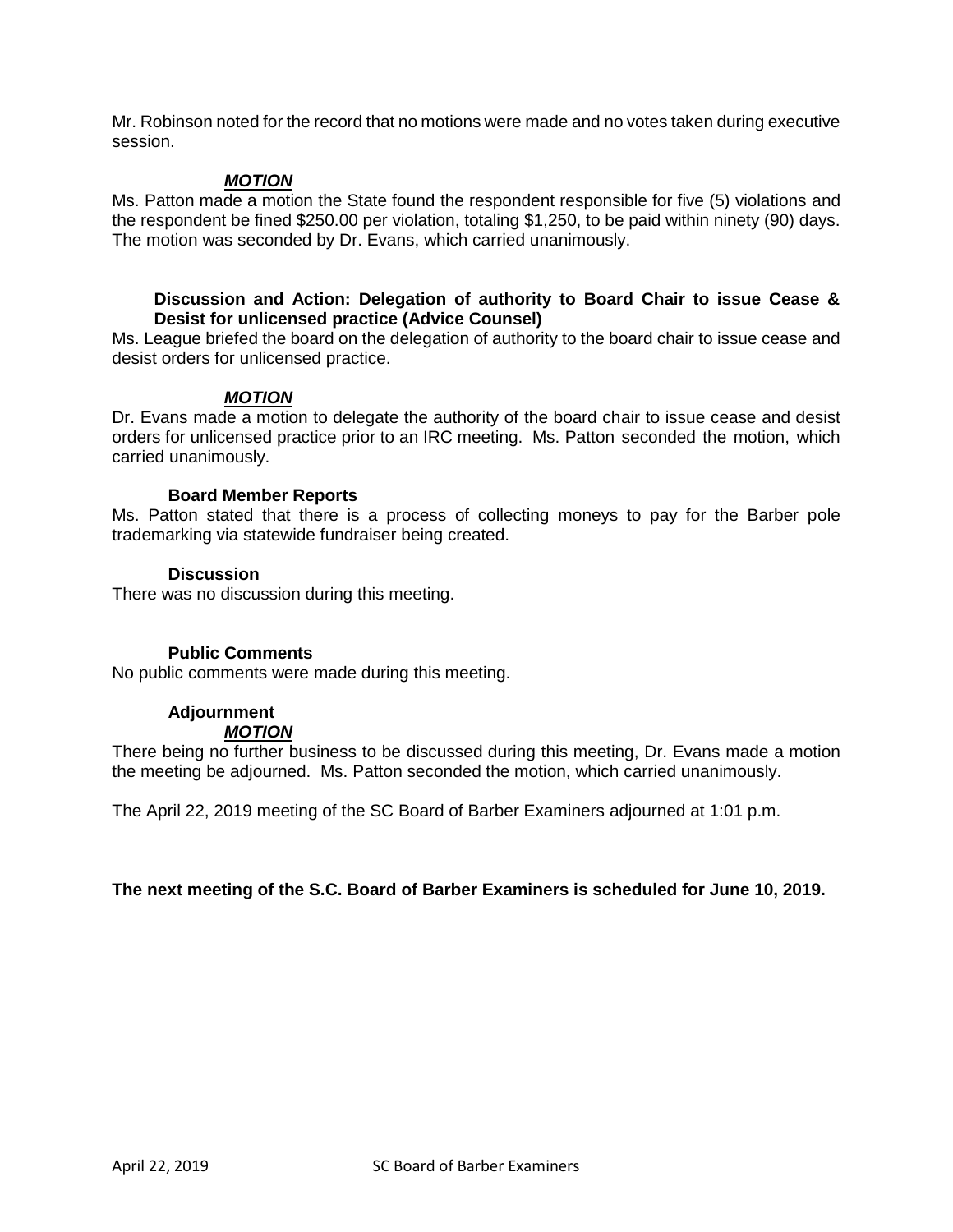Mr. Robinson noted for the record that no motions were made and no votes taken during executive session.

***MOTION***

Ms. Patton made a motion the State found the respondent responsible for five (5) violations and the respondent be fined $250.00 per violation, totaling $1,250, to be paid within ninety (90) days. The motion was seconded by Dr. Evans, which carried unanimously.

**Discussion and Action: Delegation of authority to Board Chair to issue Cease & Desist for unlicensed practice (Advice Counsel)**

Ms. League briefed the board on the delegation of authority to the board chair to issue cease and desist orders for unlicensed practice.

***MOTION***

Dr. Evans made a motion to delegate the authority of the board chair to issue cease and desist orders for unlicensed practice prior to an IRC meeting. Ms. Patton seconded the motion, which carried unanimously.

**Board Member Reports**

Ms. Patton stated that there is a process of collecting moneys to pay for the Barber pole trademarking via statewide fundraiser being created.

**Discussion**

There was no discussion during this meeting.

**Public Comments**

No public comments were made during this meeting.

**Adjournment**

***MOTION***

There being no further business to be discussed during this meeting, Dr. Evans made a motion the meeting be adjourned. Ms. Patton seconded the motion, which carried unanimously.

The April 22, 2019 meeting of the SC Board of Barber Examiners adjourned at 1:01 p.m.

**The next meeting of the S.C. Board of Barber Examiners is scheduled for June 10, 2019.**